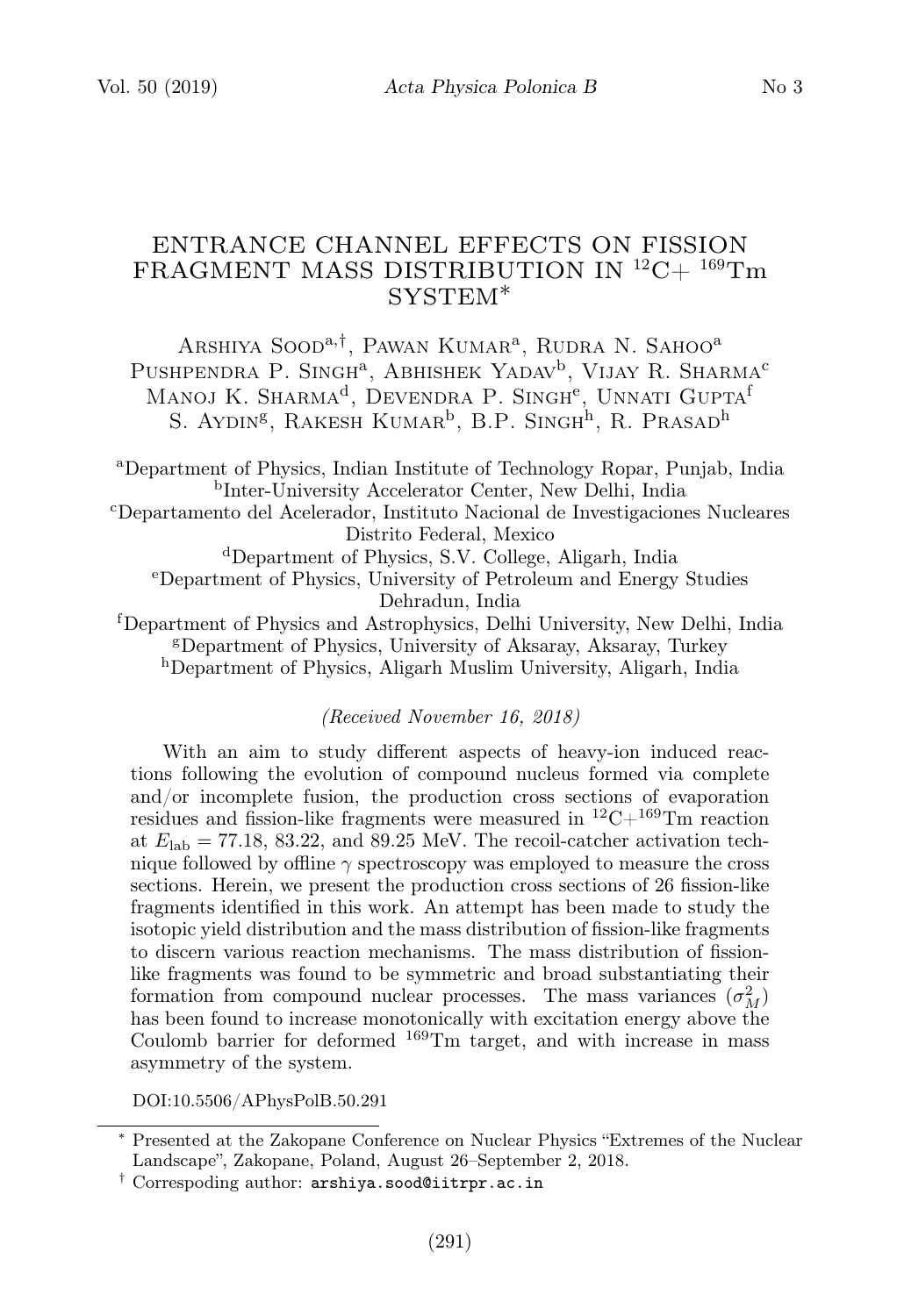# ENTRANCE CHANNEL EFFECTS ON FISSION FRAGMENT MASS DISTRIBUTION IN $^{12}$C+ $^{169}$Tm SYSTEM*

Arshiya Sood[a,†], Pawan Kumar[a], Rudra N. Sahoo[a]
Pushpendra P. Singh[a], Abhishek Yadav[b], Vijay R. Sharma[c]
Manoj K. Sharma[d], Devendra P. Singh[e], Unnati Gupta[f]
S. Aydin[g], Rakesh Kumar[b], B.P. Singh[h], R. Prasad[h]

[a]Department of Physics, Indian Institute of Technology Ropar, Punjab, India
[b]Inter-University Accelerator Center, New Delhi, India
[c]Departamento del Acelerador, Instituto Nacional de Investigaciones Nucleares Distrito Federal, Mexico
[d]Department of Physics, S.V. College, Aligarh, India
[e]Department of Physics, University of Petroleum and Energy Studies Dehradun, India
[f]Department of Physics and Astrophysics, Delhi University, New Delhi, India
[g]Department of Physics, University of Aksaray, Aksaray, Turkey
[h]Department of Physics, Aligarh Muslim University, Aligarh, India

*(Received November 16, 2018)*

With an aim to study different aspects of heavy-ion induced reactions following the evolution of compound nucleus formed via complete and/or incomplete fusion, the production cross sections of evaporation residues and fission-like fragments were measured in $^{12}$C+$^{169}$Tm reaction at $E_{\rm lab}$ = 77.18, 83.22, and 89.25 MeV. The recoil-catcher activation technique followed by offline $\gamma$ spectroscopy was employed to measure the cross sections. Herein, we present the production cross sections of 26 fission-like fragments identified in this work. An attempt has been made to study the isotopic yield distribution and the mass distribution of fission-like fragments to discern various reaction mechanisms. The mass distribution of fission-like fragments was found to be symmetric and broad substantiating their formation from compound nuclear processes. The mass variances ($\sigma^2_M$) has been found to increase monotonically with excitation energy above the Coulomb barrier for deformed $^{169}$Tm target, and with increase in mass asymmetry of the system.

DOI:10.5506/APhysPolB.50.291

---

* Presented at the Zakopane Conference on Nuclear Physics "Extremes of the Nuclear Landscape", Zakopane, Poland, August 26–September 2, 2018.

† Correspoding author: `arshiya.sood@iitrpr.ac.in`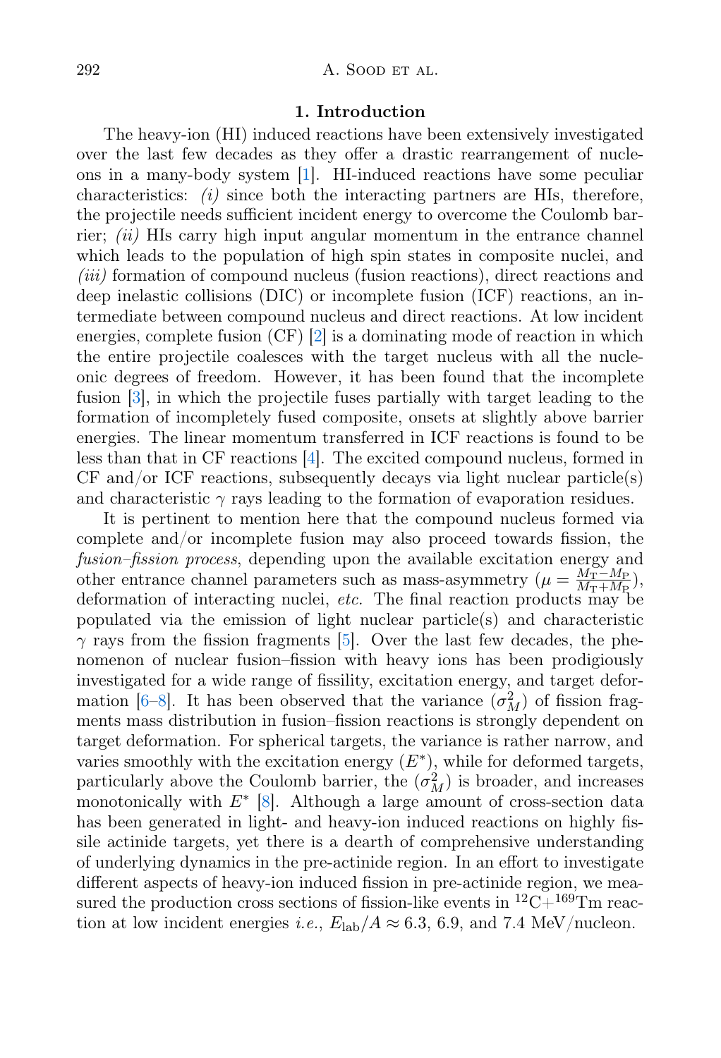## 1. Introduction

The heavy-ion (HI) induced reactions have been extensively investigated over the last few decades as they offer a drastic rearrangement of nucleons in a many-body system [1]. HI-induced reactions have some peculiar characteristics: *(i)* since both the interacting partners are HIs, therefore, the projectile needs sufficient incident energy to overcome the Coulomb barrier; *(ii)* HIs carry high input angular momentum in the entrance channel which leads to the population of high spin states in composite nuclei, and *(iii)* formation of compound nucleus (fusion reactions), direct reactions and deep inelastic collisions (DIC) or incomplete fusion (ICF) reactions, an intermediate between compound nucleus and direct reactions. At low incident energies, complete fusion (CF) [2] is a dominating mode of reaction in which the entire projectile coalesces with the target nucleus with all the nucleonic degrees of freedom. However, it has been found that the incomplete fusion [3], in which the projectile fuses partially with target leading to the formation of incompletely fused composite, onsets at slightly above barrier energies. The linear momentum transferred in ICF reactions is found to be less than that in CF reactions [4]. The excited compound nucleus, formed in CF and/or ICF reactions, subsequently decays via light nuclear particle(s) and characteristic $\gamma$ rays leading to the formation of evaporation residues.

It is pertinent to mention here that the compound nucleus formed via complete and/or incomplete fusion may also proceed towards fission, the *fusion–fission process*, depending upon the available excitation energy and other entrance channel parameters such as mass-asymmetry ($\mu = \frac{M_{\mathrm{T}}-M_{\mathrm{P}}}{M_{\mathrm{T}}+M_{\mathrm{P}}}$), deformation of interacting nuclei, *etc.* The final reaction products may be populated via the emission of light nuclear particle(s) and characteristic $\gamma$ rays from the fission fragments [5]. Over the last few decades, the phenomenon of nuclear fusion–fission with heavy ions has been prodigiously investigated for a wide range of fissility, excitation energy, and target deformation [6–8]. It has been observed that the variance ($\sigma_M^2$) of fission fragments mass distribution in fusion–fission reactions is strongly dependent on target deformation. For spherical targets, the variance is rather narrow, and varies smoothly with the excitation energy ($E^*$), while for deformed targets, particularly above the Coulomb barrier, the ($\sigma_M^2$) is broader, and increases monotonically with $E^*$ [8]. Although a large amount of cross-section data has been generated in light- and heavy-ion induced reactions on highly fissile actinide targets, yet there is a dearth of comprehensive understanding of underlying dynamics in the pre-actinide region. In an effort to investigate different aspects of heavy-ion induced fission in pre-actinide region, we measured the production cross sections of fission-like events in $^{12}$C+$^{169}$Tm reaction at low incident energies *i.e.*, $E_{\mathrm{lab}}/A \approx 6.3$, 6.9, and 7.4 MeV/nucleon.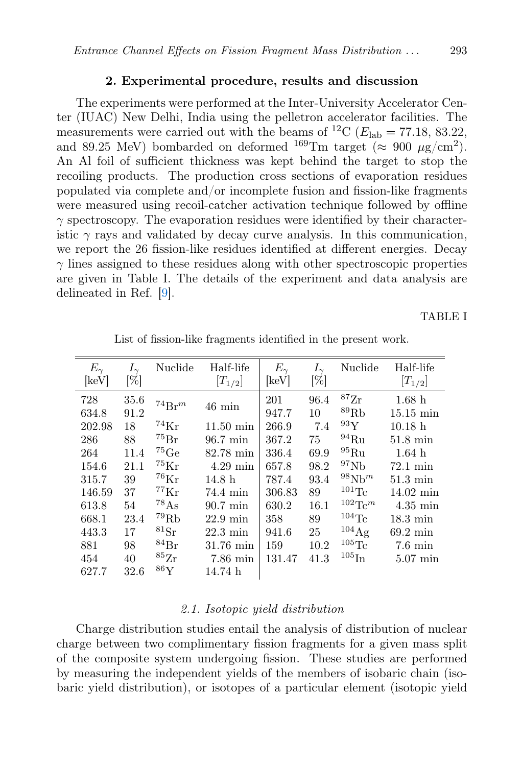## 2. Experimental procedure, results and discussion

The experiments were performed at the Inter-University Accelerator Center (IUAC) New Delhi, India using the pelletron accelerator facilities. The measurements were carried out with the beams of $^{12}$C ($E_{\mathrm{lab}} = 77.18$, 83.22, and 89.25 MeV) bombarded on deformed $^{169}$Tm target ($\approx 900$ $\mu$g/cm$^2$). An Al foil of sufficient thickness was kept behind the target to stop the recoiling products. The production cross sections of evaporation residues populated via complete and/or incomplete fusion and fission-like fragments were measured using recoil-catcher activation technique followed by offline $\gamma$ spectroscopy. The evaporation residues were identified by their characteristic $\gamma$ rays and validated by decay curve analysis. In this communication, we report the 26 fission-like residues identified at different energies. Decay $\gamma$ lines assigned to these residues along with other spectroscopic properties are given in Table I. The details of the experiment and data analysis are delineated in Ref. [9].

TABLE I

List of fission-like fragments identified in the present work.

| $E_\gamma$ [keV] | $I_\gamma$ [%] | Nuclide | Half-life [$T_{1/2}$] | $E_\gamma$ [keV] | $I_\gamma$ [%] | Nuclide | Half-life [$T_{1/2}$] |
|---|---|---|---|---|---|---|---|
| 728 | 35.6 | $^{74}$Br$^m$ | 46 min | 201 | 96.4 | $^{87}$Zr | 1.68 h |
| 634.8 | 91.2 | | | 947.7 | 10 | $^{89}$Rb | 15.15 min |
| 202.98 | 18 | $^{74}$Kr | 11.50 min | 266.9 | 7.4 | $^{93}$Y | 10.18 h |
| 286 | 88 | $^{75}$Br | 96.7 min | 367.2 | 75 | $^{94}$Ru | 51.8 min |
| 264 | 11.4 | $^{75}$Ge | 82.78 min | 336.4 | 69.9 | $^{95}$Ru | 1.64 h |
| 154.6 | 21.1 | $^{75}$Kr | 4.29 min | 657.8 | 98.2 | $^{97}$Nb | 72.1 min |
| 315.7 | 39 | $^{76}$Kr | 14.8 h | 787.4 | 93.4 | $^{98}$Nb$^m$ | 51.3 min |
| 146.59 | 37 | $^{77}$Kr | 74.4 min | 306.83 | 89 | $^{101}$Tc | 14.02 min |
| 613.8 | 54 | $^{78}$As | 90.7 min | 630.2 | 16.1 | $^{102}$Tc$^m$ | 4.35 min |
| 668.1 | 23.4 | $^{79}$Rb | 22.9 min | 358 | 89 | $^{104}$Tc | 18.3 min |
| 443.3 | 17 | $^{81}$Sr | 22.3 min | 941.6 | 25 | $^{104}$Ag | 69.2 min |
| 881 | 98 | $^{84}$Br | 31.76 min | 159 | 10.2 | $^{105}$Tc | 7.6 min |
| 454 | 40 | $^{85}$Zr | 7.86 min | 131.47 | 41.3 | $^{105}$In | 5.07 min |
| 627.7 | 32.6 | $^{86}$Y | 14.74 h | | | | |

### 2.1. Isotopic yield distribution

Charge distribution studies entail the analysis of distribution of nuclear charge between two complimentary fission fragments for a given mass split of the composite system undergoing fission. These studies are performed by measuring the independent yields of the members of isobaric chain (isobaric yield distribution), or isotopes of a particular element (isotopic yield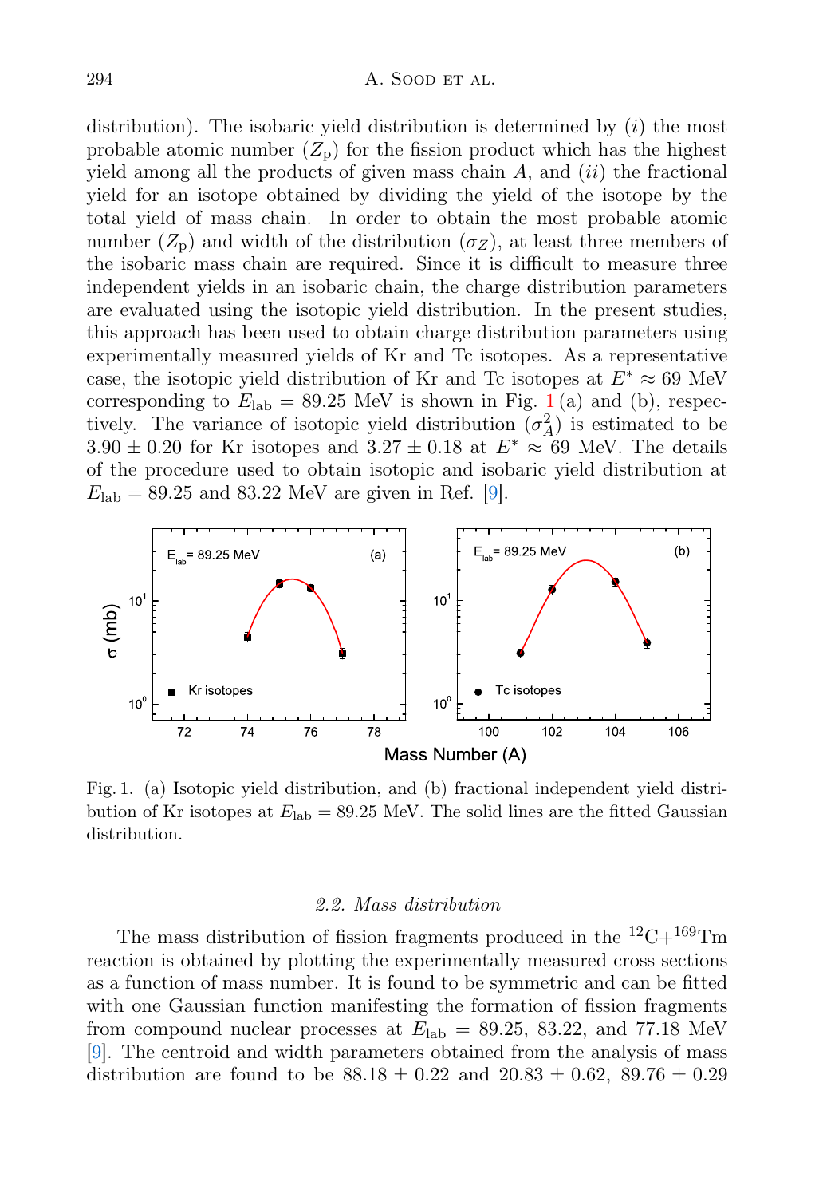distribution). The isobaric yield distribution is determined by (*i*) the most probable atomic number ($Z_{\rm p}$) for the fission product which has the highest yield among all the products of given mass chain $A$, and (*ii*) the fractional yield for an isotope obtained by dividing the yield of the isotope by the total yield of mass chain. In order to obtain the most probable atomic number ($Z_{\rm p}$) and width of the distribution ($\sigma_Z$), at least three members of the isobaric mass chain are required. Since it is difficult to measure three independent yields in an isobaric chain, the charge distribution parameters are evaluated using the isotopic yield distribution. In the present studies, this approach has been used to obtain charge distribution parameters using experimentally measured yields of Kr and Tc isotopes. As a representative case, the isotopic yield distribution of Kr and Tc isotopes at $E^* \approx 69$ MeV corresponding to $E_{\rm lab} = 89.25$ MeV is shown in Fig. 1 (a) and (b), respectively. The variance of isotopic yield distribution ($\sigma_A^2$) is estimated to be $3.90 \pm 0.20$ for Kr isotopes and $3.27 \pm 0.18$ at $E^* \approx 69$ MeV. The details of the procedure used to obtain isotopic and isobaric yield distribution at $E_{\rm lab} = 89.25$ and 83.22 MeV are given in Ref. [9].

Fig. 1. (a) Isotopic yield distribution, and (b) fractional independent yield distribution of Kr isotopes at $E_{\rm lab} = 89.25$ MeV. The solid lines are the fitted Gaussian distribution.

### 2.2. Mass distribution

The mass distribution of fission fragments produced in the $^{12}$C+$^{169}$Tm reaction is obtained by plotting the experimentally measured cross sections as a function of mass number. It is found to be symmetric and can be fitted with one Gaussian function manifesting the formation of fission fragments from compound nuclear processes at $E_{\rm lab} = 89.25$, 83.22, and 77.18 MeV [9]. The centroid and width parameters obtained from the analysis of mass distribution are found to be $88.18 \pm 0.22$ and $20.83 \pm 0.62$, $89.76 \pm 0.29$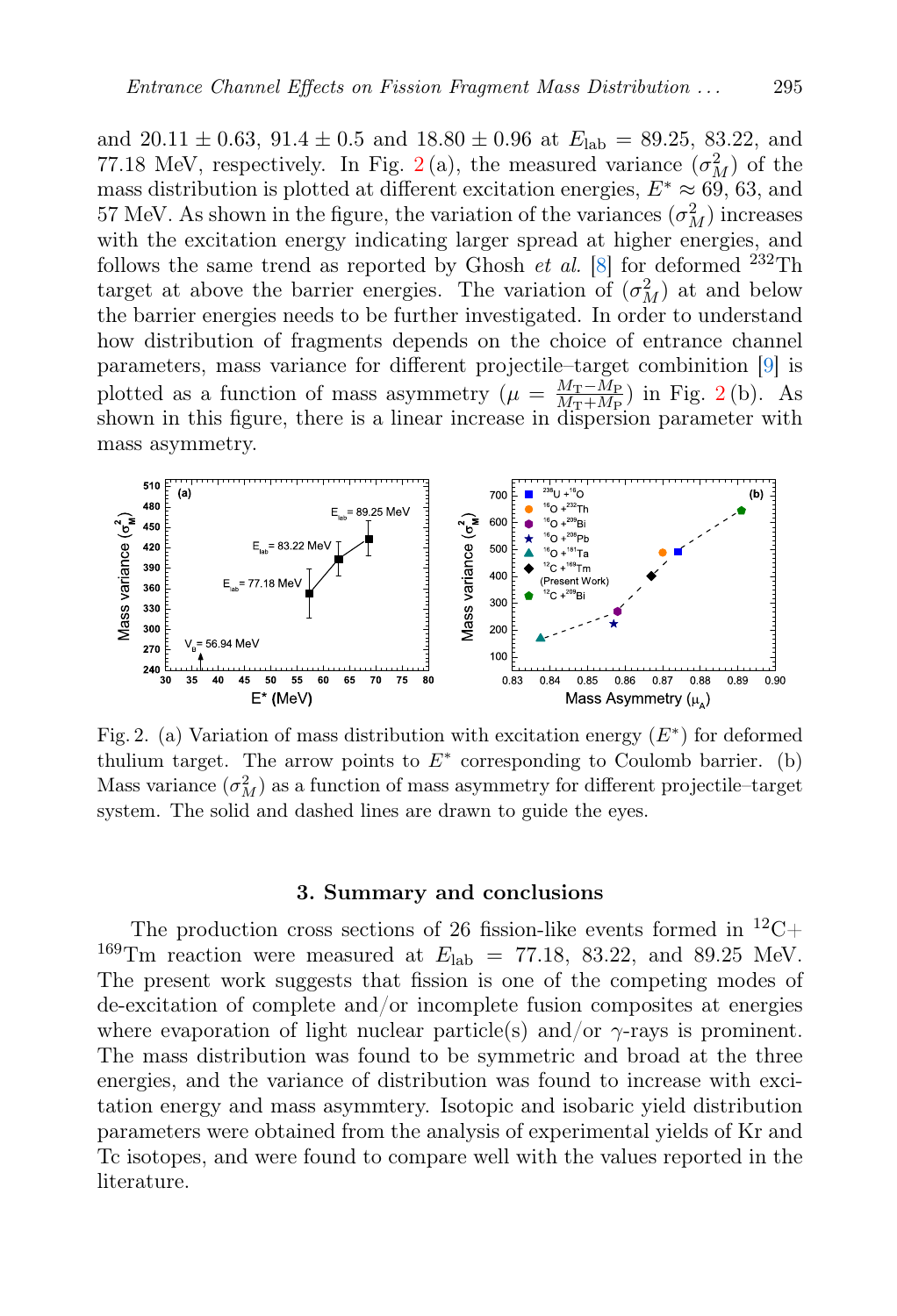and $20.11 \pm 0.63$, $91.4 \pm 0.5$ and $18.80 \pm 0.96$ at $E_{\rm lab} = 89.25$, 83.22, and 77.18 MeV, respectively. In Fig. 2 (a), the measured variance ($\sigma_M^2$) of the mass distribution is plotted at different excitation energies, $E^* \approx 69$, 63, and 57 MeV. As shown in the figure, the variation of the variances ($\sigma_M^2$) increases with the excitation energy indicating larger spread at higher energies, and follows the same trend as reported by Ghosh *et al.* [8] for deformed $^{232}$Th target at above the barrier energies. The variation of ($\sigma_M^2$) at and below the barrier energies needs to be further investigated. In order to understand how distribution of fragments depends on the choice of entrance channel parameters, mass variance for different projectile–target combinition [9] is plotted as a function of mass asymmetry ($\mu = \frac{M_{\rm T}-M_{\rm P}}{M_{\rm T}+M_{\rm P}}$) in Fig. 2 (b). As shown in this figure, there is a linear increase in dispersion parameter with mass asymmetry.

Fig. 2. (a) Variation of mass distribution with excitation energy ($E^*$) for deformed thulium target. The arrow points to $E^*$ corresponding to Coulomb barrier. (b) Mass variance ($\sigma_M^2$) as a function of mass asymmetry for different projectile–target system. The solid and dashed lines are drawn to guide the eyes.

## 3. Summary and conclusions

The production cross sections of 26 fission-like events formed in $^{12}$C+ $^{169}$Tm reaction were measured at $E_{\rm lab} = 77.18$, 83.22, and 89.25 MeV. The present work suggests that fission is one of the competing modes of de-excitation of complete and/or incomplete fusion composites at energies where evaporation of light nuclear particle(s) and/or $\gamma$-rays is prominent. The mass distribution was found to be symmetric and broad at the three energies, and the variance of distribution was found to increase with excitation energy and mass asymmtery. Isotopic and isobaric yield distribution parameters were obtained from the analysis of experimental yields of Kr and Tc isotopes, and were found to compare well with the values reported in the literature.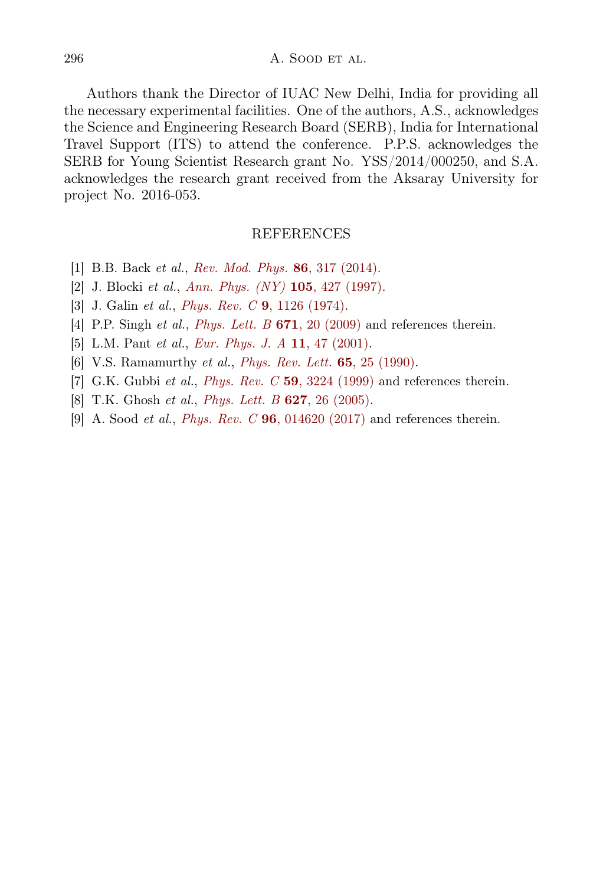Authors thank the Director of IUAC New Delhi, India for providing all the necessary experimental facilities. One of the authors, A.S., acknowledges the Science and Engineering Research Board (SERB), India for International Travel Support (ITS) to attend the conference. P.P.S. acknowledges the SERB for Young Scientist Research grant No. YSS/2014/000250, and S.A. acknowledges the research grant received from the Aksaray University for project No. 2016-053.

## REFERENCES

[1] B.B. Back *et al.*, *Rev. Mod. Phys.* **86**, 317 (2014).

[2] J. Blocki *et al.*, *Ann. Phys. (NY)* **105**, 427 (1997).

[3] J. Galin *et al.*, *Phys. Rev. C* **9**, 1126 (1974).

[4] P.P. Singh *et al.*, *Phys. Lett. B* **671**, 20 (2009) and references therein.

[5] L.M. Pant *et al.*, *Eur. Phys. J. A* **11**, 47 (2001).

[6] V.S. Ramamurthy *et al.*, *Phys. Rev. Lett.* **65**, 25 (1990).

[7] G.K. Gubbi *et al.*, *Phys. Rev. C* **59**, 3224 (1999) and references therein.

[8] T.K. Ghosh *et al.*, *Phys. Lett. B* **627**, 26 (2005).

[9] A. Sood *et al.*, *Phys. Rev. C* **96**, 014620 (2017) and references therein.